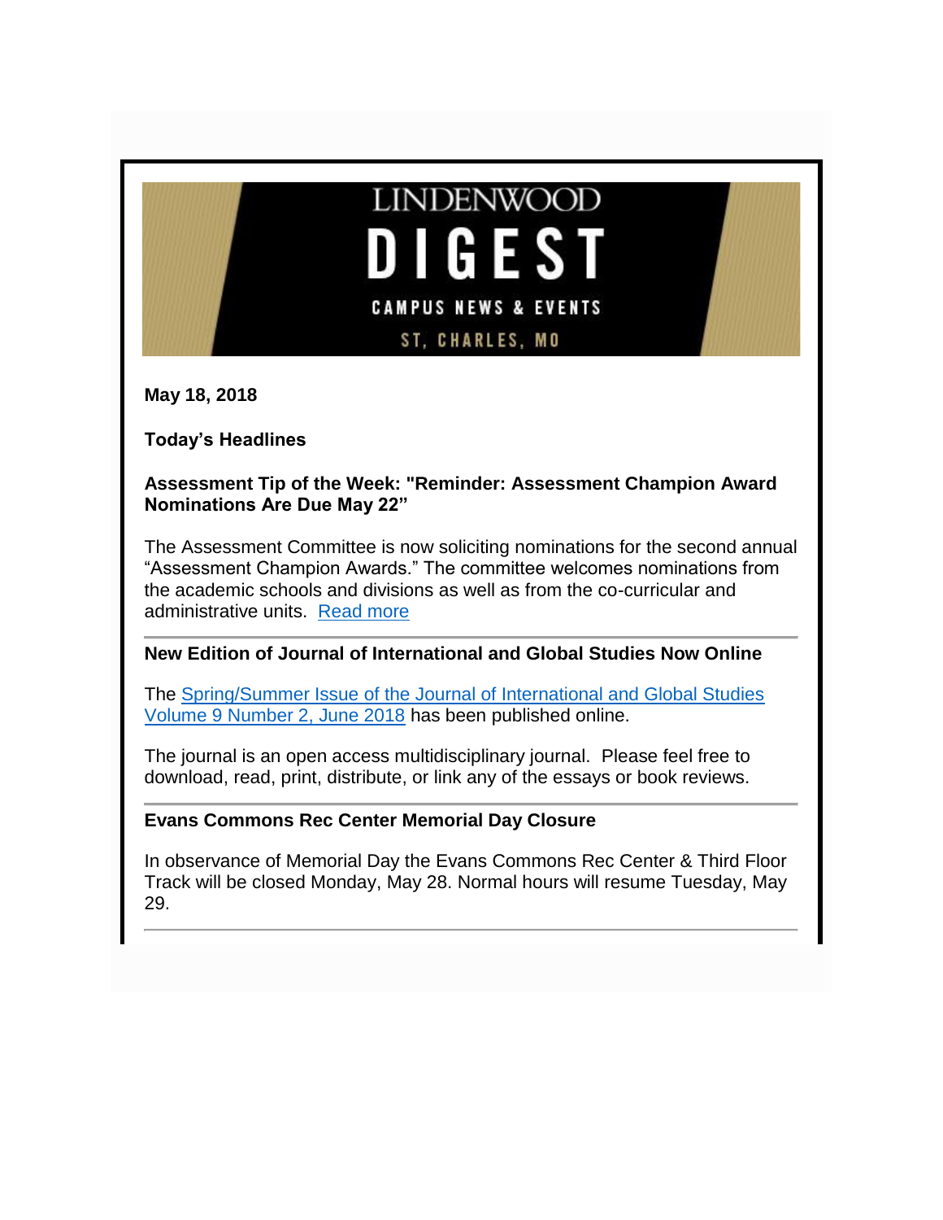# LINDENWOOD DIGEST

CAMPUS NEWS & EVENTS

ST. CHARLES, MO

**May 18, 2018**

**Today's Headlines**

### Assessment Tip of the Week: "Reminder: Assessment Champion Award Nominations Are Due May 22"

The Assessment Committee is now soliciting nominations for the second annual "Assessment Champion Awards." The committee welcomes nominations from the academic schools and divisions as well as from the co-curricular and administrative units. Read more

---

### New Edition of Journal of International and Global Studies Now Online

The Spring/Summer Issue of the Journal of International and Global Studies Volume 9 Number 2, June 2018 has been published online.

The journal is an open access multidisciplinary journal. Please feel free to download, read, print, distribute, or link any of the essays or book reviews.

---

### Evans Commons Rec Center Memorial Day Closure

In observance of Memorial Day the Evans Commons Rec Center & Third Floor Track will be closed Monday, May 28. Normal hours will resume Tuesday, May 29.

---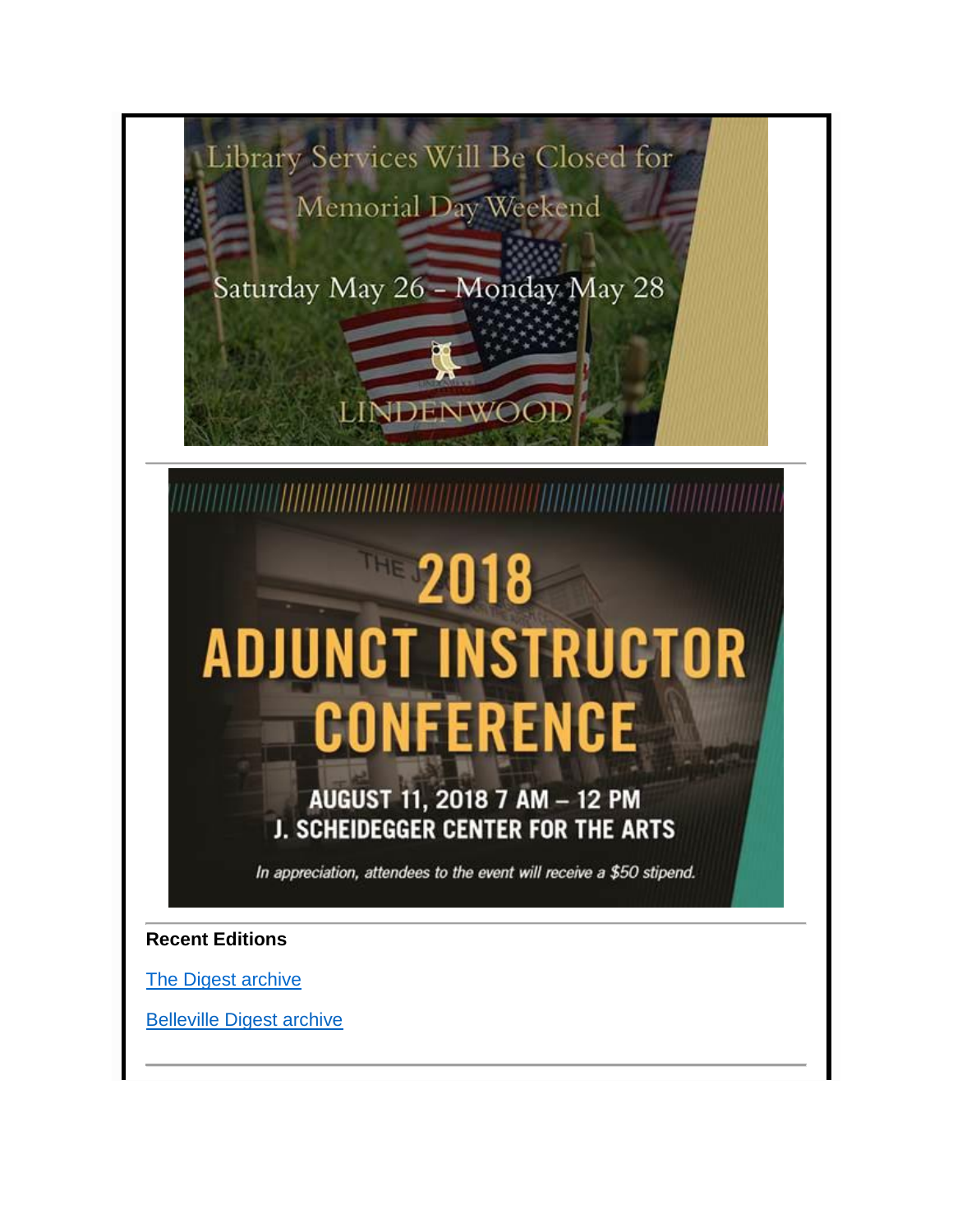Library Services Will Be Closed for Memorial Day Weekend

Saturday May 26 – Monday May 28

LINDENWOOD

---

2018 ADJUNCT INSTRUCTOR CONFERENCE

AUGUST 11, 2018 7 AM – 12 PM
J. SCHEIDEGGER CENTER FOR THE ARTS

*In appreciation, attendees to the event will receive a $50 stipend.*

---

**Recent Editions**

The Digest archive

Belleville Digest archive

---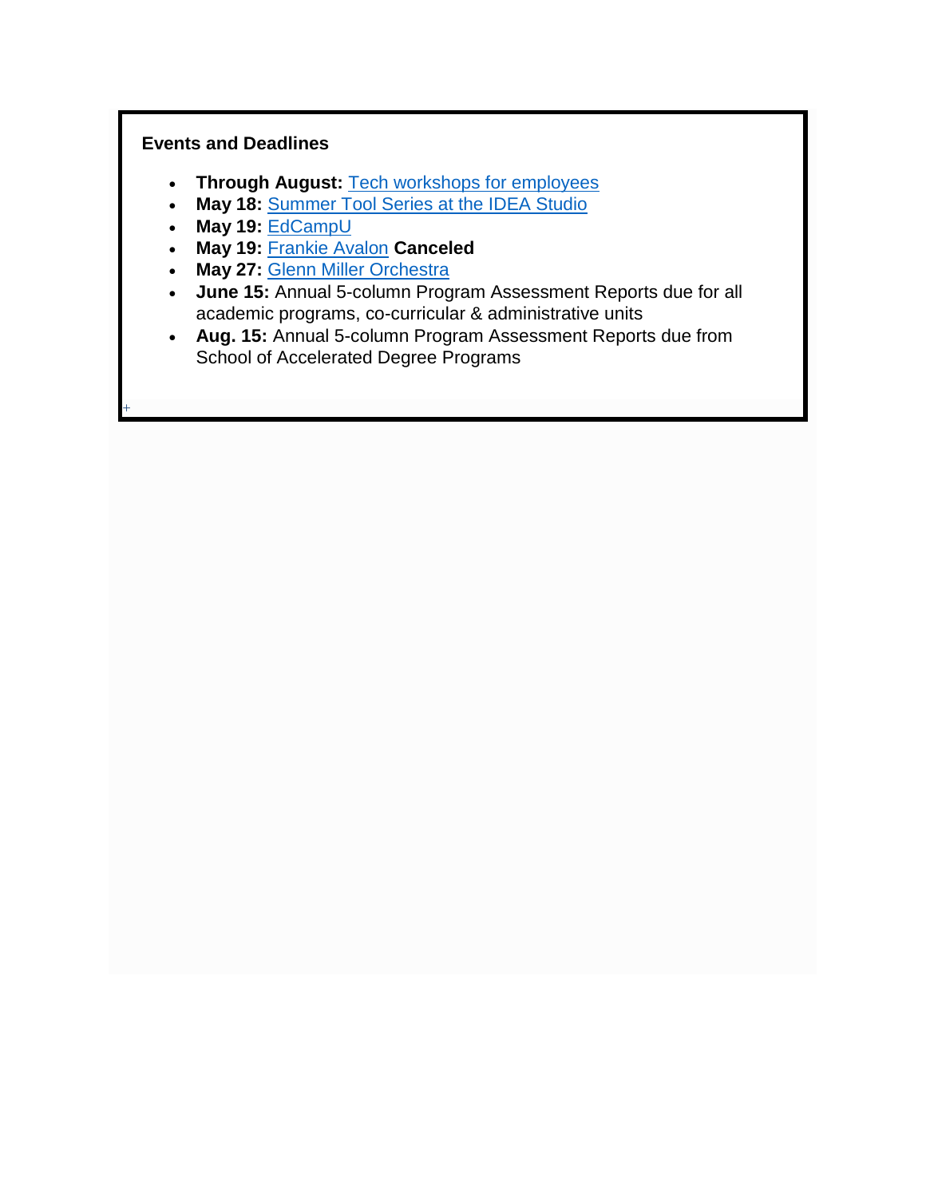**Events and Deadlines**

- **Through August:** Tech workshops for employees
- **May 18:** Summer Tool Series at the IDEA Studio
- **May 19:** EdCampU
- **May 19:** Frankie Avalon **Canceled**
- **May 27:** Glenn Miller Orchestra
- **June 15:** Annual 5-column Program Assessment Reports due for all academic programs, co-curricular & administrative units
- **Aug. 15:** Annual 5-column Program Assessment Reports due from School of Accelerated Degree Programs

+